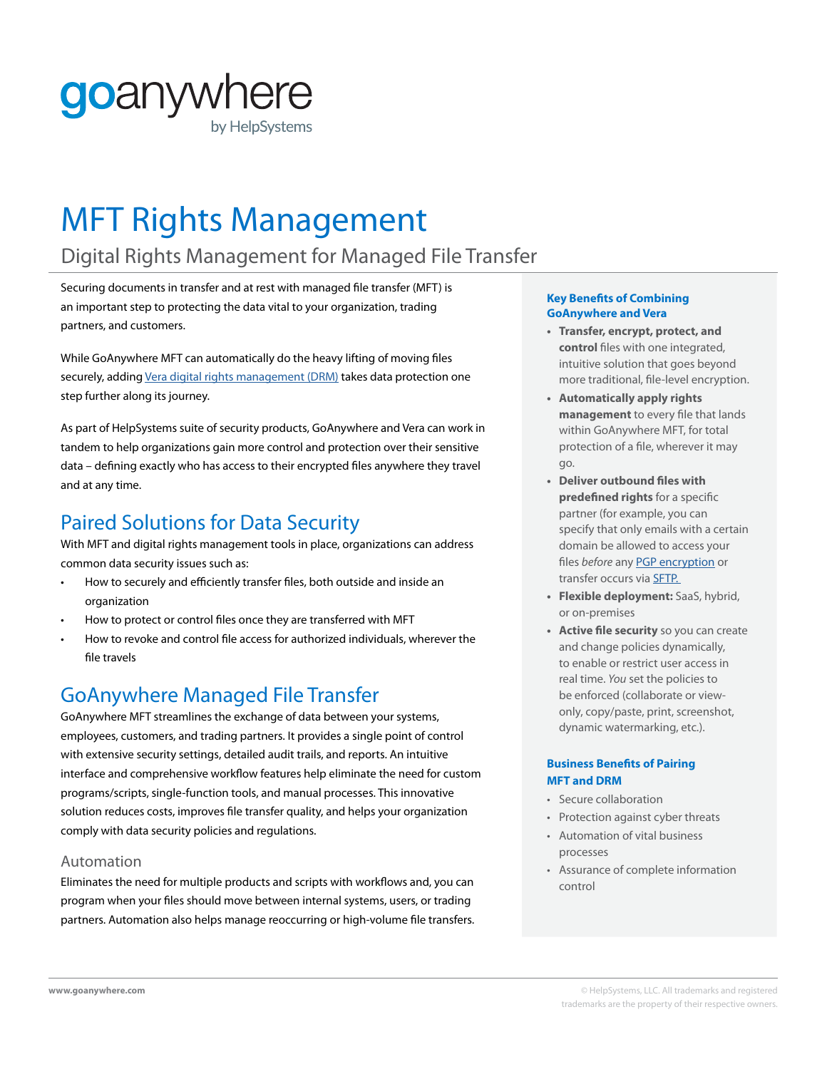goanywhere
by HelpSystems

# MFT Rights Management

## Digital Rights Management for Managed File Transfer

Securing documents in transfer and at rest with managed file transfer (MFT) is an important step to protecting the data vital to your organization, trading partners, and customers.

While GoAnywhere MFT can automatically do the heavy lifting of moving files securely, adding Vera digital rights management (DRM) takes data protection one step further along its journey.

As part of HelpSystems suite of security products, GoAnywhere and Vera can work in tandem to help organizations gain more control and protection over their sensitive data – defining exactly who has access to their encrypted files anywhere they travel and at any time.

## Paired Solutions for Data Security

With MFT and digital rights management tools in place, organizations can address common data security issues such as:

- How to securely and efficiently transfer files, both outside and inside an organization
- How to protect or control files once they are transferred with MFT
- How to revoke and control file access for authorized individuals, wherever the file travels

## GoAnywhere Managed File Transfer

GoAnywhere MFT streamlines the exchange of data between your systems, employees, customers, and trading partners. It provides a single point of control with extensive security settings, detailed audit trails, and reports. An intuitive interface and comprehensive workflow features help eliminate the need for custom programs/scripts, single-function tools, and manual processes. This innovative solution reduces costs, improves file transfer quality, and helps your organization comply with data security policies and regulations.

### Automation

Eliminates the need for multiple products and scripts with workflows and, you can program when your files should move between internal systems, users, or trading partners. Automation also helps manage reoccurring or high-volume file transfers.

### Key Benefits of Combining GoAnywhere and Vera

- **Transfer, encrypt, protect, and control** files with one integrated, intuitive solution that goes beyond more traditional, file-level encryption.
- **Automatically apply rights management** to every file that lands within GoAnywhere MFT, for total protection of a file, wherever it may go.
- **Deliver outbound files with predefined rights** for a specific partner (for example, you can specify that only emails with a certain domain be allowed to access your files *before* any PGP encryption or transfer occurs via SFTP.
- **Flexible deployment:** SaaS, hybrid, or on-premises
- **Active file security** so you can create and change policies dynamically, to enable or restrict user access in real time. *You* set the policies to be enforced (collaborate or view-only, copy/paste, print, screenshot, dynamic watermarking, etc.).

### Business Benefits of Pairing MFT and DRM

- Secure collaboration
- Protection against cyber threats
- Automation of vital business processes
- Assurance of complete information control

www.goanywhere.com

© HelpSystems, LLC. All trademarks and registered trademarks are the property of their respective owners.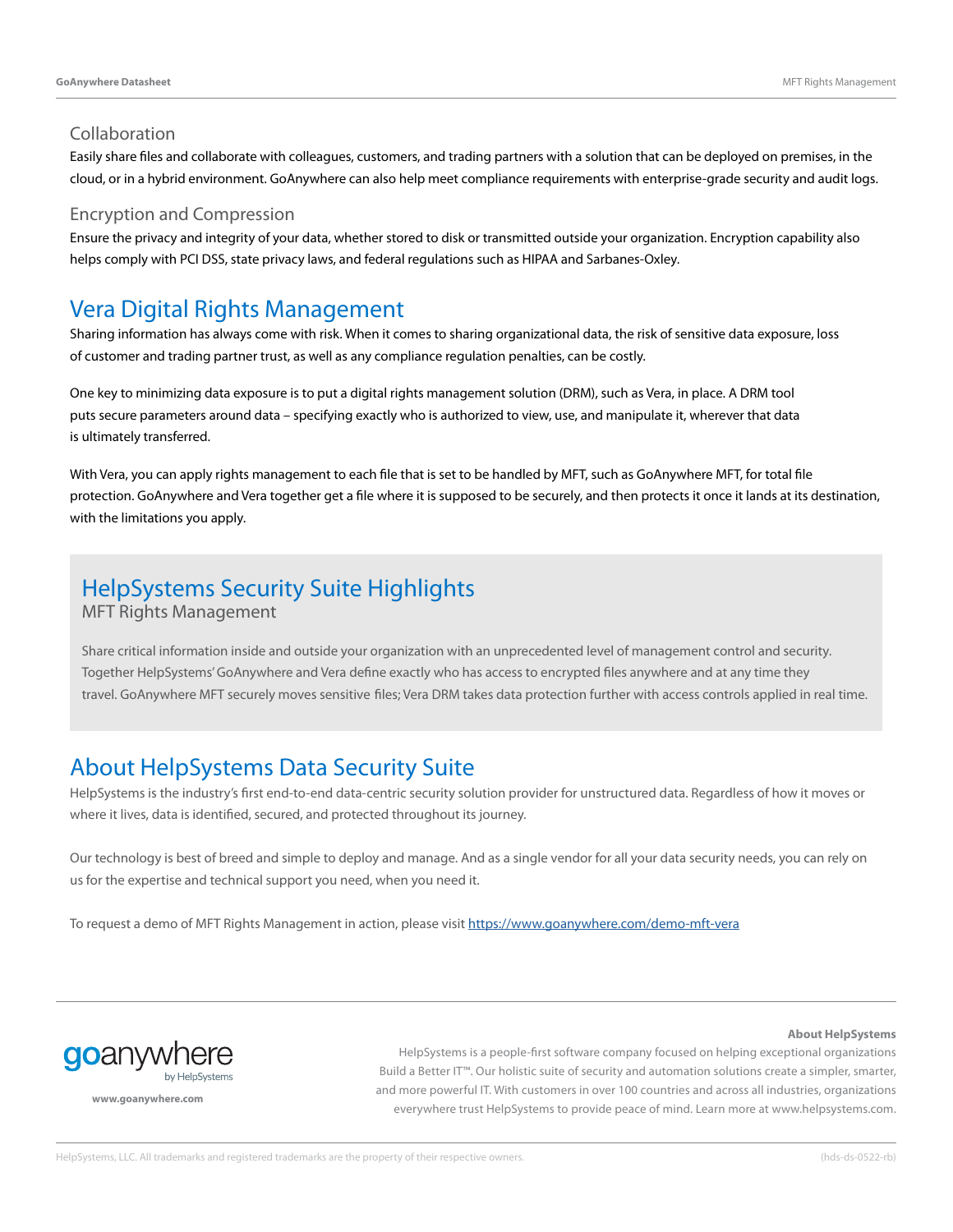### Collaboration

Easily share files and collaborate with colleagues, customers, and trading partners with a solution that can be deployed on premises, in the cloud, or in a hybrid environment. GoAnywhere can also help meet compliance requirements with enterprise-grade security and audit logs.

### Encryption and Compression

Ensure the privacy and integrity of your data, whether stored to disk or transmitted outside your organization. Encryption capability also helps comply with PCI DSS, state privacy laws, and federal regulations such as HIPAA and Sarbanes-Oxley.

## Vera Digital Rights Management

Sharing information has always come with risk. When it comes to sharing organizational data, the risk of sensitive data exposure, loss of customer and trading partner trust, as well as any compliance regulation penalties, can be costly.

One key to minimizing data exposure is to put a digital rights management solution (DRM), such as Vera, in place. A DRM tool puts secure parameters around data – specifying exactly who is authorized to view, use, and manipulate it, wherever that data is ultimately transferred.

With Vera, you can apply rights management to each file that is set to be handled by MFT, such as GoAnywhere MFT, for total file protection. GoAnywhere and Vera together get a file where it is supposed to be securely, and then protects it once it lands at its destination, with the limitations you apply.

## HelpSystems Security Suite Highlights

### MFT Rights Management

Share critical information inside and outside your organization with an unprecedented level of management control and security. Together HelpSystems' GoAnywhere and Vera define exactly who has access to encrypted files anywhere and at any time they travel. GoAnywhere MFT securely moves sensitive files; Vera DRM takes data protection further with access controls applied in real time.

## About HelpSystems Data Security Suite

HelpSystems is the industry's first end-to-end data-centric security solution provider for unstructured data. Regardless of how it moves or where it lives, data is identified, secured, and protected throughout its journey.

Our technology is best of breed and simple to deploy and manage. And as a single vendor for all your data security needs, you can rely on us for the expertise and technical support you need, when you need it.

To request a demo of MFT Rights Management in action, please visit [https://www.goanywhere.com/demo-mft-vera](https://www.goanywhere.com/demo-mft-vera)

goanywhere by HelpSystems

www.goanywhere.com

**About HelpSystems**

HelpSystems is a people-first software company focused on helping exceptional organizations Build a Better IT™. Our holistic suite of security and automation solutions create a simpler, smarter, and more powerful IT. With customers in over 100 countries and across all industries, organizations everywhere trust HelpSystems to provide peace of mind. Learn more at www.helpsystems.com.

HelpSystems, LLC. All trademarks and registered trademarks are the property of their respective owners.

(hds-ds-0522-rb)